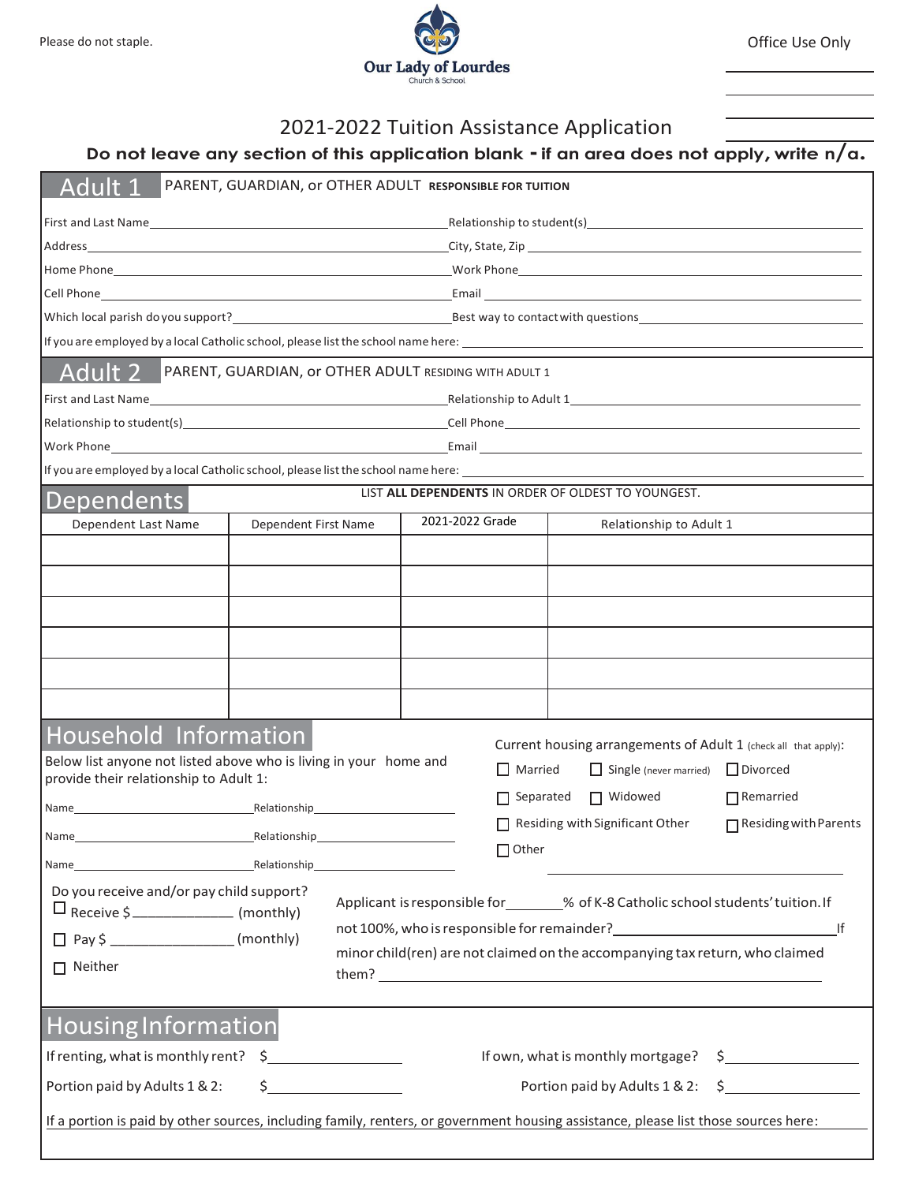Please do not staple.

Our Lady of Lourdes
Church & School

Office Use Only

______________

______________

______________

# 2021-2022 Tuition Assistance Application

**Do not leave any section of this application blank - if an area does not apply, write n/a.**

## Adult 1 PARENT, GUARDIAN, or OTHER ADULT **RESPONSIBLE FOR TUITION**

First and Last Name______________________________ Relationship to student(s)______________________________

Address______________________________ City, State, Zip ______________________________

Home Phone______________________________ Work Phone______________________________

Cell Phone______________________________ Email ______________________________

Which local parish do you support?______________________________ Best way to contact with questions______________________________

If you are employed by a local Catholic school, please list the school name here: ______________________________

## Adult 2 PARENT, GUARDIAN, or OTHER ADULT RESIDING WITH ADULT 1

First and Last Name______________________________ Relationship to Adult 1______________________________

Relationship to student(s)______________________________ Cell Phone______________________________

Work Phone______________________________ Email ______________________________

If you are employed by a local Catholic school, please list the school name here: ______________________________

## Dependents

LIST **ALL DEPENDENTS** IN ORDER OF OLDEST TO YOUNGEST.

| Dependent Last Name | Dependent First Name | 2021-2022 Grade | Relationship to Adult 1 |
|---|---|---|---|
| | | | |
| | | | |
| | | | |
| | | | |
| | | | |
| | | | |

## Household Information

Below list anyone not listed above who is living in your home and provide their relationship to Adult 1:

Name______________________ Relationship______________________

Name______________________ Relationship______________________

Name______________________ Relationship______________________

Current housing arrangements of Adult 1 (check all that apply):

☐ Married ☐ Single (never married) ☐ Divorced

☐ Separated ☐ Widowed ☐ Remarried

☐ Residing with Significant Other ☐ Residing with Parents

☐ Other ______________________

Do you receive and/or pay child support?

☐ Receive $_____________ (monthly)

☐ Pay $ ________________ (monthly)

☐ Neither

Applicant is responsible for_______% of K-8 Catholic school students' tuition. If not 100%, who is responsible for remainder?______________________ If minor child(ren) are not claimed on the accompanying tax return, who claimed them? ______________________

## Housing Information

If renting, what is monthly rent? $_______________ If own, what is monthly mortgage? $_______________

Portion paid by Adults 1 & 2: $_______________ Portion paid by Adults 1 & 2: $_______________

If a portion is paid by other sources, including family, renters, or government housing assistance, please list those sources here: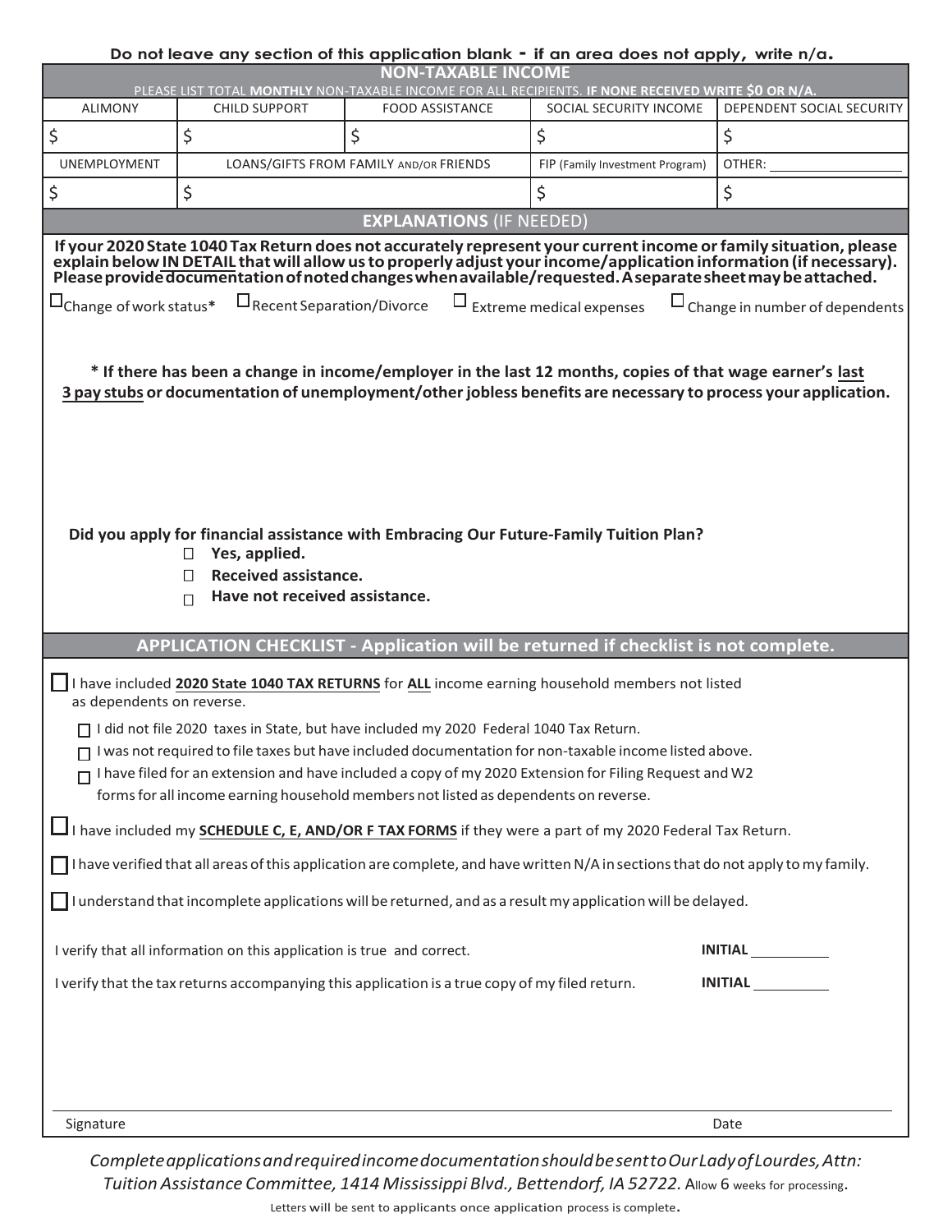**Do not leave any section of this application blank - if an area does not apply, write n/a.**

## NON-TAXABLE INCOME

PLEASE LIST TOTAL **MONTHLY** NON-TAXABLE INCOME FOR ALL RECIPIENTS. **IF NONE RECEIVED WRITE $0 OR N/A.**

| ALIMONY | CHILD SUPPORT | FOOD ASSISTANCE | SOCIAL SECURITY INCOME | DEPENDENT SOCIAL SECURITY |
|---|---|---|---|---|
| $ | $ | $ | $ | $ |
| UNEMPLOYMENT | LOANS/GIFTS FROM FAMILY AND/OR FRIENDS | | FIP (Family Investment Program) | OTHER: ___________ |
| $ | $ | | $ | $ |

## EXPLANATIONS (IF NEEDED)

**If your 2020 State 1040 Tax Return does not accurately represent your current income or family situation, please explain below IN DETAIL that will allow us to properly adjust your income/application information (if necessary). Please provide documentation of noted changes when available/requested. A separate sheet may be attached.**

☐ Change of work status* ☐ Recent Separation/Divorce ☐ Extreme medical expenses ☐ Change in number of dependents

**\* If there has been a change in income/employer in the last 12 months, copies of that wage earner's last 3 pay stubs or documentation of unemployment/other jobless benefits are necessary to process your application.**

**Did you apply for financial assistance with Embracing Our Future-Family Tuition Plan?**

- ☐ **Yes, applied.**
- ☐ **Received assistance.**
- ☐ **Have not received assistance.**

## APPLICATION CHECKLIST - Application will be returned if checklist is not complete.

☐ I have included **2020 State 1040 TAX RETURNS** for **ALL** income earning household members not listed as dependents on reverse.

- ☐ I did not file 2020 taxes in State, but have included my 2020 Federal 1040 Tax Return.
- ☐ I was not required to file taxes but have included documentation for non-taxable income listed above.
- ☐ I have filed for an extension and have included a copy of my 2020 Extension for Filing Request and W2 forms for all income earning household members not listed as dependents on reverse.

☐ I have included my **SCHEDULE C, E, AND/OR F TAX FORMS** if they were a part of my 2020 Federal Tax Return.

☐ I have verified that all areas of this application are complete, and have written N/A in sections that do not apply to my family.

☐ I understand that incomplete applications will be returned, and as a result my application will be delayed.

I verify that all information on this application is true and correct. **INITIAL** __________

I verify that the tax returns accompanying this application is a true copy of my filed return. **INITIAL** __________

Signature ________________________________________ Date __________

*Complete applications and required income documentation should be sent to Our Lady of Lourdes, Attn: Tuition Assistance Committee, 1414 Mississippi Blvd., Bettendorf, IA 52722.* Allow 6 weeks for processing.

Letters will be sent to applicants once application process is complete.